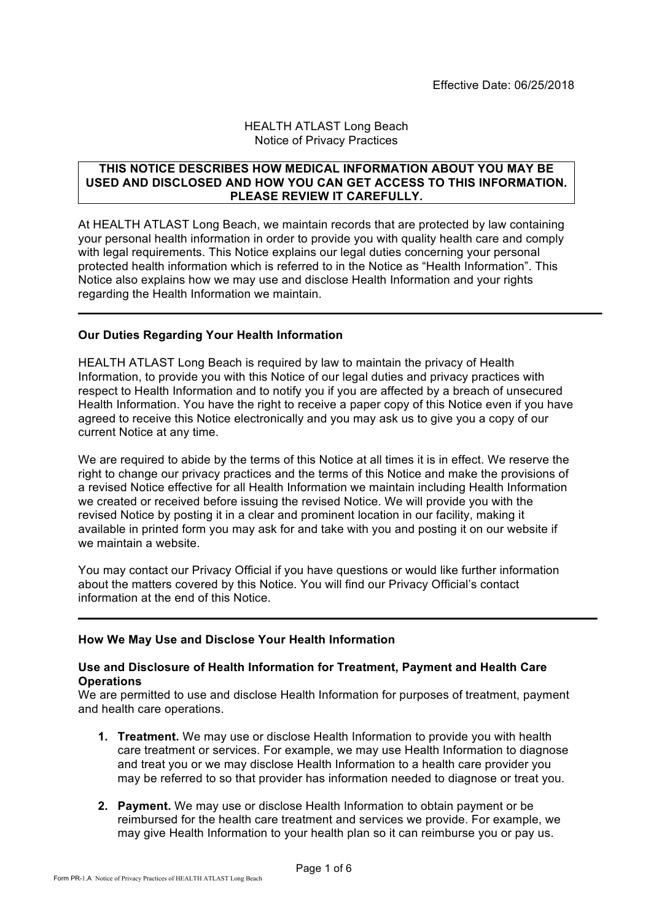Effective Date: 06/25/2018

HEALTH ATLAST Long Beach
Notice of Privacy Practices

**THIS NOTICE DESCRIBES HOW MEDICAL INFORMATION ABOUT YOU MAY BE USED AND DISCLOSED AND HOW YOU CAN GET ACCESS TO THIS INFORMATION. PLEASE REVIEW IT CAREFULLY.**

At HEALTH ATLAST Long Beach, we maintain records that are protected by law containing your personal health information in order to provide you with quality health care and comply with legal requirements. This Notice explains our legal duties concerning your personal protected health information which is referred to in the Notice as "Health Information". This Notice also explains how we may use and disclose Health Information and your rights regarding the Health Information we maintain.

---

**Our Duties Regarding Your Health Information**

HEALTH ATLAST Long Beach is required by law to maintain the privacy of Health Information, to provide you with this Notice of our legal duties and privacy practices with respect to Health Information and to notify you if you are affected by a breach of unsecured Health Information. You have the right to receive a paper copy of this Notice even if you have agreed to receive this Notice electronically and you may ask us to give you a copy of our current Notice at any time.

We are required to abide by the terms of this Notice at all times it is in effect. We reserve the right to change our privacy practices and the terms of this Notice and make the provisions of a revised Notice effective for all Health Information we maintain including Health Information we created or received before issuing the revised Notice. We will provide you with the revised Notice by posting it in a clear and prominent location in our facility, making it available in printed form you may ask for and take with you and posting it on our website if we maintain a website.

You may contact our Privacy Official if you have questions or would like further information about the matters covered by this Notice. You will find our Privacy Official's contact information at the end of this Notice.

---

**How We May Use and Disclose Your Health Information**

**Use and Disclosure of Health Information for Treatment, Payment and Health Care Operations**
We are permitted to use and disclose Health Information for purposes of treatment, payment and health care operations.

1. **Treatment.** We may use or disclose Health Information to provide you with health care treatment or services. For example, we may use Health Information to diagnose and treat you or we may disclose Health Information to a health care provider you may be referred to so that provider has information needed to diagnose or treat you.

2. **Payment.** We may use or disclose Health Information to obtain payment or be reimbursed for the health care treatment and services we provide. For example, we may give Health Information to your health plan so it can reimburse you or pay us.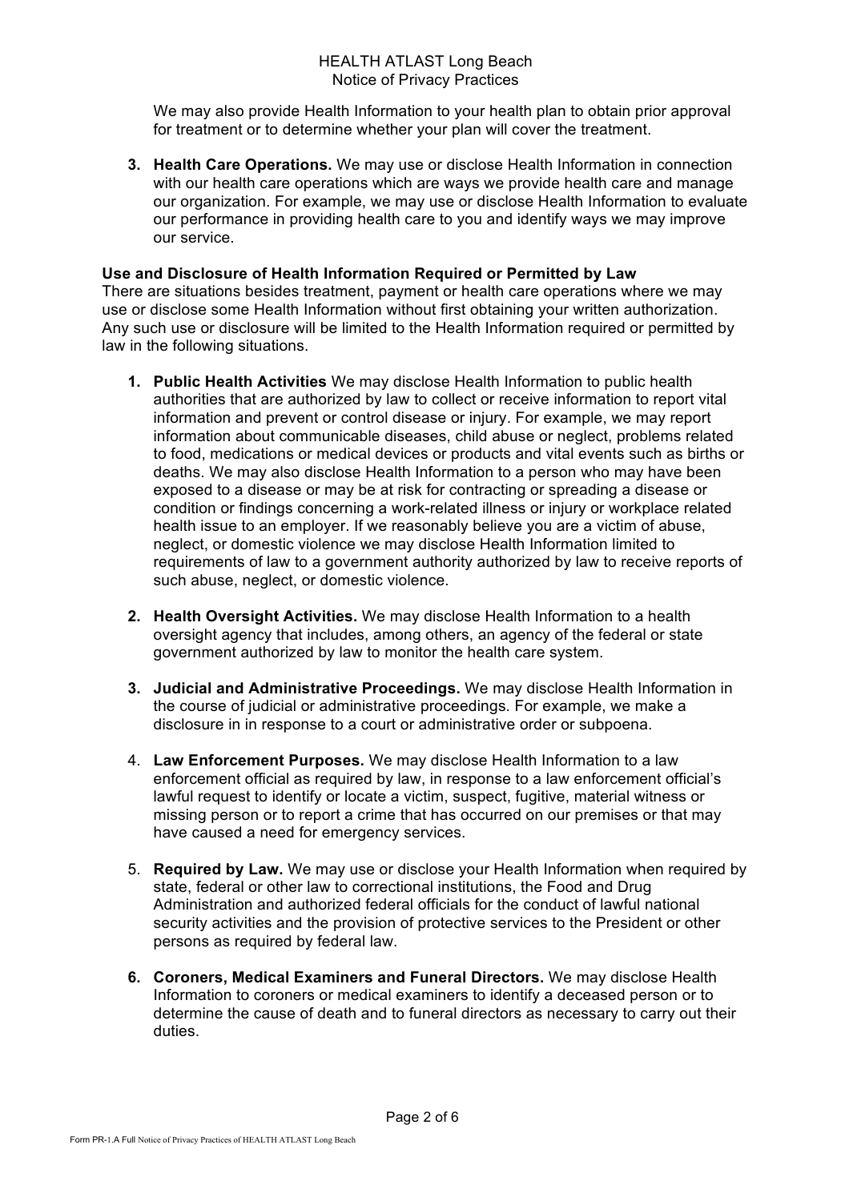We may also provide Health Information to your health plan to obtain prior approval for treatment or to determine whether your plan will cover the treatment.

3. **Health Care Operations.** We may use or disclose Health Information in connection with our health care operations which are ways we provide health care and manage our organization. For example, we may use or disclose Health Information to evaluate our performance in providing health care to you and identify ways we may improve our service.

**Use and Disclosure of Health Information Required or Permitted by Law**
There are situations besides treatment, payment or health care operations where we may use or disclose some Health Information without first obtaining your written authorization. Any such use or disclosure will be limited to the Health Information required or permitted by law in the following situations.

1. **Public Health Activities** We may disclose Health Information to public health authorities that are authorized by law to collect or receive information to report vital information and prevent or control disease or injury. For example, we may report information about communicable diseases, child abuse or neglect, problems related to food, medications or medical devices or products and vital events such as births or deaths. We may also disclose Health Information to a person who may have been exposed to a disease or may be at risk for contracting or spreading a disease or condition or findings concerning a work-related illness or injury or workplace related health issue to an employer. If we reasonably believe you are a victim of abuse, neglect, or domestic violence we may disclose Health Information limited to requirements of law to a government authority authorized by law to receive reports of such abuse, neglect, or domestic violence.

2. **Health Oversight Activities.** We may disclose Health Information to a health oversight agency that includes, among others, an agency of the federal or state government authorized by law to monitor the health care system.

3. **Judicial and Administrative Proceedings.** We may disclose Health Information in the course of judicial or administrative proceedings. For example, we make a disclosure in in response to a court or administrative order or subpoena.

4. **Law Enforcement Purposes.** We may disclose Health Information to a law enforcement official as required by law, in response to a law enforcement official's lawful request to identify or locate a victim, suspect, fugitive, material witness or missing person or to report a crime that has occurred on our premises or that may have caused a need for emergency services.

5. **Required by Law.** We may use or disclose your Health Information when required by state, federal or other law to correctional institutions, the Food and Drug Administration and authorized federal officials for the conduct of lawful national security activities and the provision of protective services to the President or other persons as required by federal law.

6. **Coroners, Medical Examiners and Funeral Directors.** We may disclose Health Information to coroners or medical examiners to identify a deceased person or to determine the cause of death and to funeral directors as necessary to carry out their duties.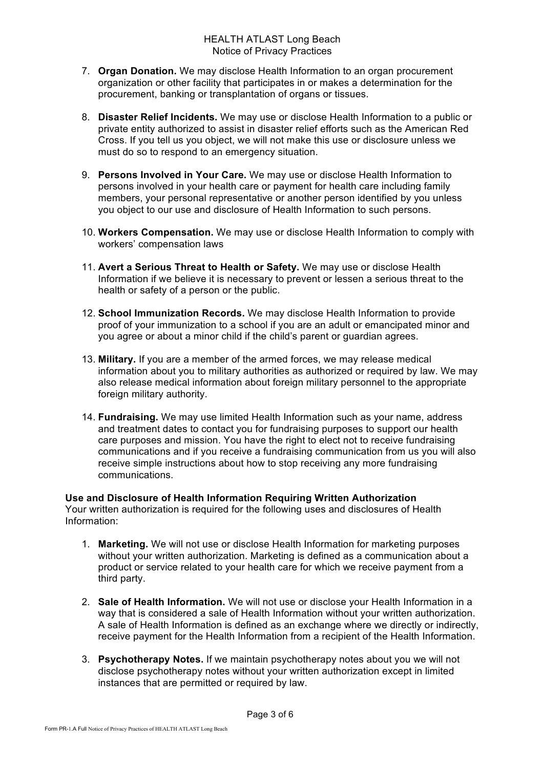7. **Organ Donation.** We may disclose Health Information to an organ procurement organization or other facility that participates in or makes a determination for the procurement, banking or transplantation of organs or tissues.

8. **Disaster Relief Incidents.** We may use or disclose Health Information to a public or private entity authorized to assist in disaster relief efforts such as the American Red Cross. If you tell us you object, we will not make this use or disclosure unless we must do so to respond to an emergency situation.

9. **Persons Involved in Your Care.** We may use or disclose Health Information to persons involved in your health care or payment for health care including family members, your personal representative or another person identified by you unless you object to our use and disclosure of Health Information to such persons.

10. **Workers Compensation.** We may use or disclose Health Information to comply with workers' compensation laws

11. **Avert a Serious Threat to Health or Safety.** We may use or disclose Health Information if we believe it is necessary to prevent or lessen a serious threat to the health or safety of a person or the public.

12. **School Immunization Records.** We may disclose Health Information to provide proof of your immunization to a school if you are an adult or emancipated minor and you agree or about a minor child if the child's parent or guardian agrees.

13. **Military.** If you are a member of the armed forces, we may release medical information about you to military authorities as authorized or required by law. We may also release medical information about foreign military personnel to the appropriate foreign military authority.

14. **Fundraising.** We may use limited Health Information such as your name, address and treatment dates to contact you for fundraising purposes to support our health care purposes and mission. You have the right to elect not to receive fundraising communications and if you receive a fundraising communication from us you will also receive simple instructions about how to stop receiving any more fundraising communications.

**Use and Disclosure of Health Information Requiring Written Authorization**
Your written authorization is required for the following uses and disclosures of Health Information:

1. **Marketing.** We will not use or disclose Health Information for marketing purposes without your written authorization. Marketing is defined as a communication about a product or service related to your health care for which we receive payment from a third party.

2. **Sale of Health Information.** We will not use or disclose your Health Information in a way that is considered a sale of Health Information without your written authorization. A sale of Health Information is defined as an exchange where we directly or indirectly, receive payment for the Health Information from a recipient of the Health Information.

3. **Psychotherapy Notes.** If we maintain psychotherapy notes about you we will not disclose psychotherapy notes without your written authorization except in limited instances that are permitted or required by law.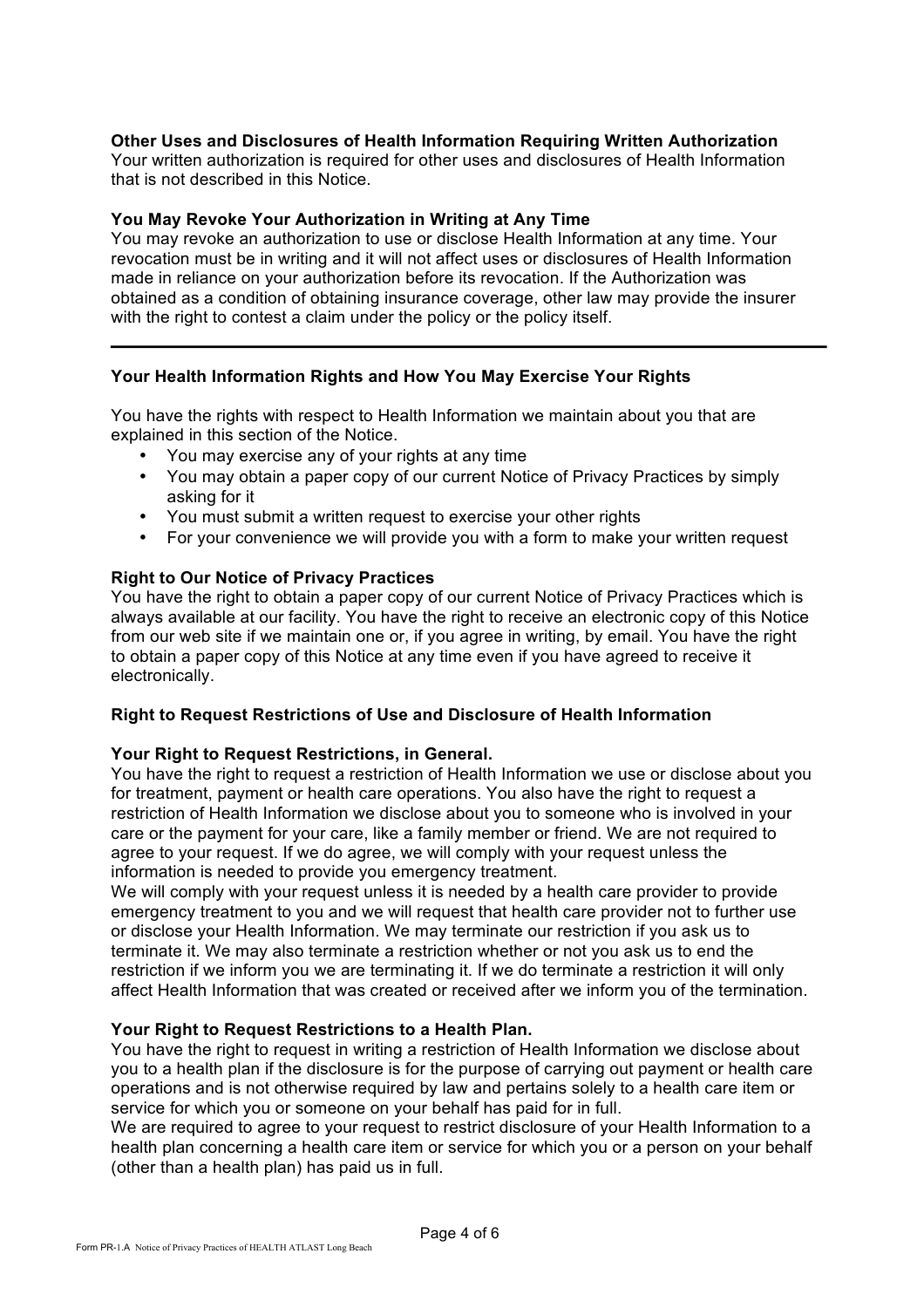**Other Uses and Disclosures of Health Information Requiring Written Authorization**
Your written authorization is required for other uses and disclosures of Health Information that is not described in this Notice.

**You May Revoke Your Authorization in Writing at Any Time**
You may revoke an authorization to use or disclose Health Information at any time. Your revocation must be in writing and it will not affect uses or disclosures of Health Information made in reliance on your authorization before its revocation. If the Authorization was obtained as a condition of obtaining insurance coverage, other law may provide the insurer with the right to contest a claim under the policy or the policy itself.

---

**Your Health Information Rights and How You May Exercise Your Rights**

You have the rights with respect to Health Information we maintain about you that are explained in this section of the Notice.

- You may exercise any of your rights at any time
- You may obtain a paper copy of our current Notice of Privacy Practices by simply asking for it
- You must submit a written request to exercise your other rights
- For your convenience we will provide you with a form to make your written request

**Right to Our Notice of Privacy Practices**
You have the right to obtain a paper copy of our current Notice of Privacy Practices which is always available at our facility. You have the right to receive an electronic copy of this Notice from our web site if we maintain one or, if you agree in writing, by email. You have the right to obtain a paper copy of this Notice at any time even if you have agreed to receive it electronically.

**Right to Request Restrictions of Use and Disclosure of Health Information**

**Your Right to Request Restrictions, in General.**
You have the right to request a restriction of Health Information we use or disclose about you for treatment, payment or health care operations. You also have the right to request a restriction of Health Information we disclose about you to someone who is involved in your care or the payment for your care, like a family member or friend. We are not required to agree to your request. If we do agree, we will comply with your request unless the information is needed to provide you emergency treatment.
We will comply with your request unless it is needed by a health care provider to provide emergency treatment to you and we will request that health care provider not to further use or disclose your Health Information. We may terminate our restriction if you ask us to terminate it. We may also terminate a restriction whether or not you ask us to end the restriction if we inform you we are terminating it. If we do terminate a restriction it will only affect Health Information that was created or received after we inform you of the termination.

**Your Right to Request Restrictions to a Health Plan.**
You have the right to request in writing a restriction of Health Information we disclose about you to a health plan if the disclosure is for the purpose of carrying out payment or health care operations and is not otherwise required by law and pertains solely to a health care item or service for which you or someone on your behalf has paid for in full.
We are required to agree to your request to restrict disclosure of your Health Information to a health plan concerning a health care item or service for which you or a person on your behalf (other than a health plan) has paid us in full.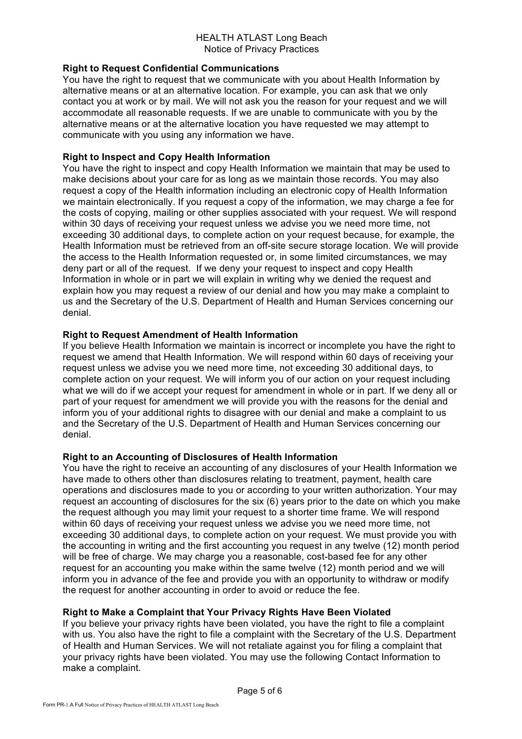**Right to Request Confidential Communications**

You have the right to request that we communicate with you about Health Information by alternative means or at an alternative location. For example, you can ask that we only contact you at work or by mail. We will not ask you the reason for your request and we will accommodate all reasonable requests. If we are unable to communicate with you by the alternative means or at the alternative location you have requested we may attempt to communicate with you using any information we have.

**Right to Inspect and Copy Health Information**

You have the right to inspect and copy Health Information we maintain that may be used to make decisions about your care for as long as we maintain those records. You may also request a copy of the Health information including an electronic copy of Health Information we maintain electronically. If you request a copy of the information, we may charge a fee for the costs of copying, mailing or other supplies associated with your request. We will respond within 30 days of receiving your request unless we advise you we need more time, not exceeding 30 additional days, to complete action on your request because, for example, the Health Information must be retrieved from an off-site secure storage location. We will provide the access to the Health Information requested or, in some limited circumstances, we may deny part or all of the request. If we deny your request to inspect and copy Health Information in whole or in part we will explain in writing why we denied the request and explain how you may request a review of our denial and how you may make a complaint to us and the Secretary of the U.S. Department of Health and Human Services concerning our denial.

**Right to Request Amendment of Health Information**

If you believe Health Information we maintain is incorrect or incomplete you have the right to request we amend that Health Information. We will respond within 60 days of receiving your request unless we advise you we need more time, not exceeding 30 additional days, to complete action on your request. We will inform you of our action on your request including what we will do if we accept your request for amendment in whole or in part. If we deny all or part of your request for amendment we will provide you with the reasons for the denial and inform you of your additional rights to disagree with our denial and make a complaint to us and the Secretary of the U.S. Department of Health and Human Services concerning our denial.

**Right to an Accounting of Disclosures of Health Information**

You have the right to receive an accounting of any disclosures of your Health Information we have made to others other than disclosures relating to treatment, payment, health care operations and disclosures made to you or according to your written authorization. Your may request an accounting of disclosures for the six (6) years prior to the date on which you make the request although you may limit your request to a shorter time frame. We will respond within 60 days of receiving your request unless we advise you we need more time, not exceeding 30 additional days, to complete action on your request. We must provide you with the accounting in writing and the first accounting you request in any twelve (12) month period will be free of charge. We may charge you a reasonable, cost-based fee for any other request for an accounting you make within the same twelve (12) month period and we will inform you in advance of the fee and provide you with an opportunity to withdraw or modify the request for another accounting in order to avoid or reduce the fee.

**Right to Make a Complaint that Your Privacy Rights Have Been Violated**

If you believe your privacy rights have been violated, you have the right to file a complaint with us. You also have the right to file a complaint with the Secretary of the U.S. Department of Health and Human Services. We will not retaliate against you for filing a complaint that your privacy rights have been violated. You may use the following Contact Information to make a complaint.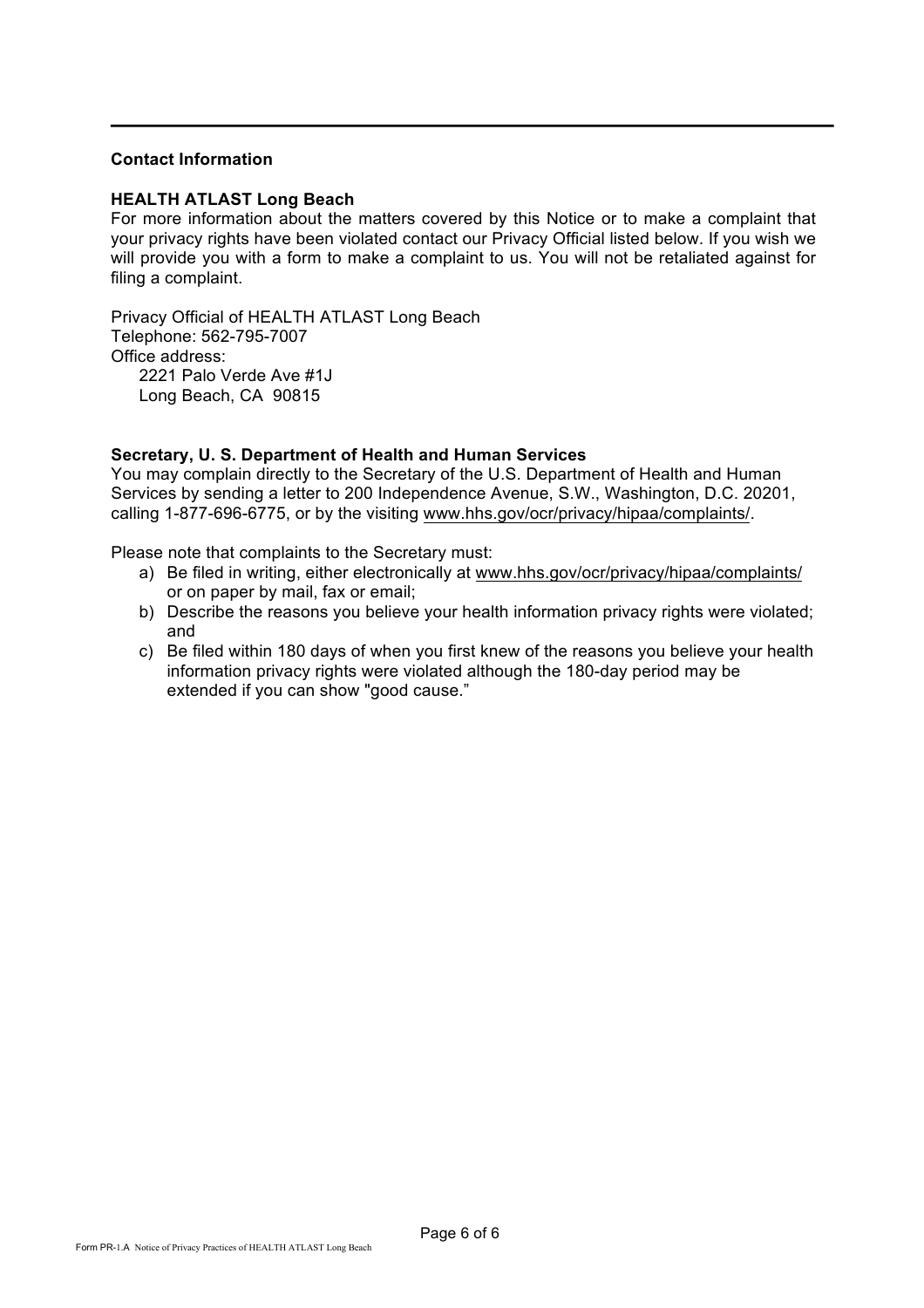## Contact Information

### HEALTH ATLAST Long Beach

For more information about the matters covered by this Notice or to make a complaint that your privacy rights have been violated contact our Privacy Official listed below. If you wish we will provide you with a form to make a complaint to us. You will not be retaliated against for filing a complaint.

Privacy Official of HEALTH ATLAST Long Beach
Telephone: 562-795-7007
Office address:
2221 Palo Verde Ave #1J
Long Beach, CA 90815

### Secretary, U. S. Department of Health and Human Services

You may complain directly to the Secretary of the U.S. Department of Health and Human Services by sending a letter to 200 Independence Avenue, S.W., Washington, D.C. 20201, calling 1-877-696-6775, or by the visiting www.hhs.gov/ocr/privacy/hipaa/complaints/.

Please note that complaints to the Secretary must:

a) Be filed in writing, either electronically at www.hhs.gov/ocr/privacy/hipaa/complaints/ or on paper by mail, fax or email;
b) Describe the reasons you believe your health information privacy rights were violated; and
c) Be filed within 180 days of when you first knew of the reasons you believe your health information privacy rights were violated although the 180-day period may be extended if you can show "good cause."